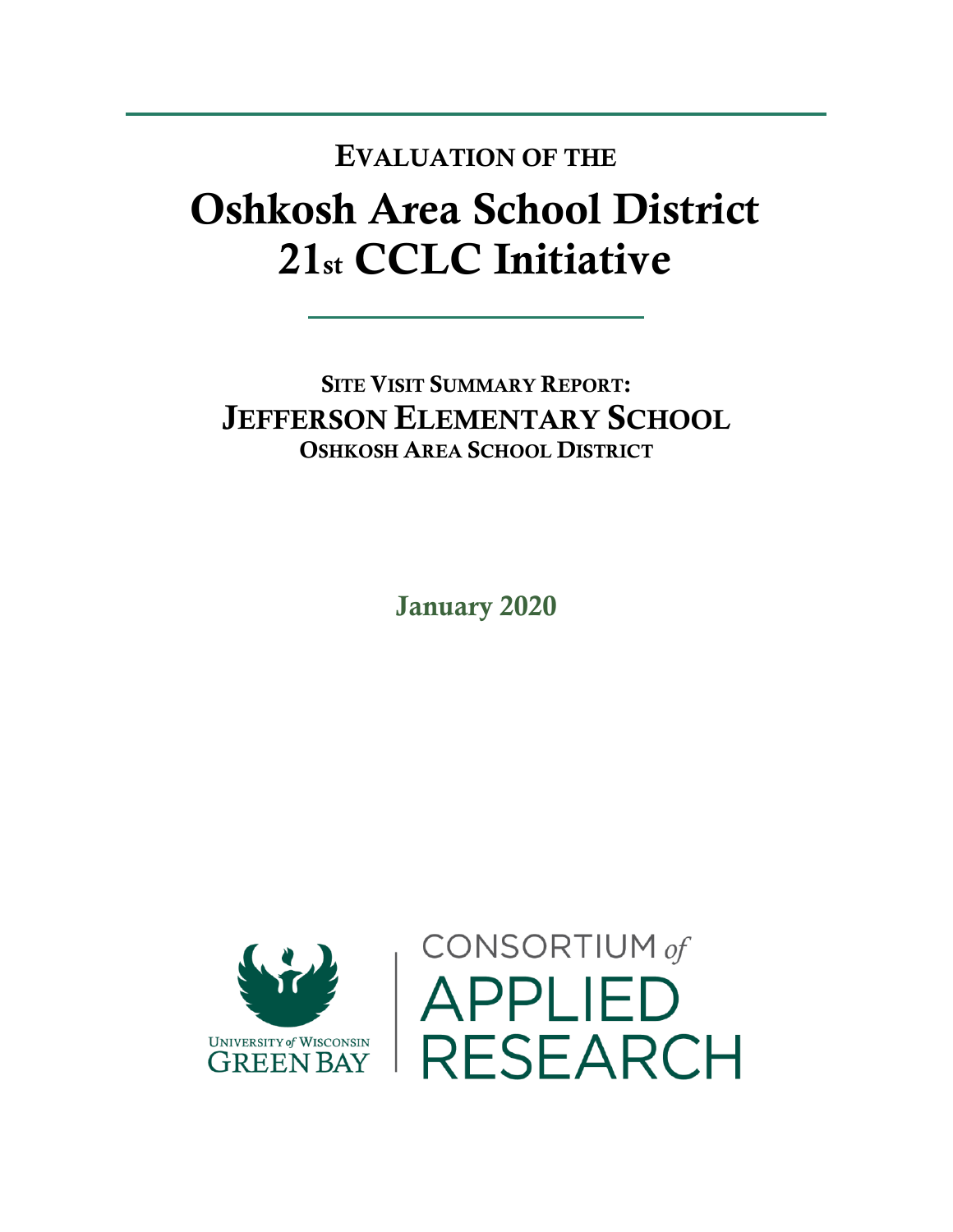# Evaluation of the

# Oshkosh Area School District 21st CCLC Initiative

## Site Visit Summary Report:

## Jefferson Elementary School

### Oshkosh Area School District

**January 2020**

University of Wisconsin Green Bay

Consortium of Applied Research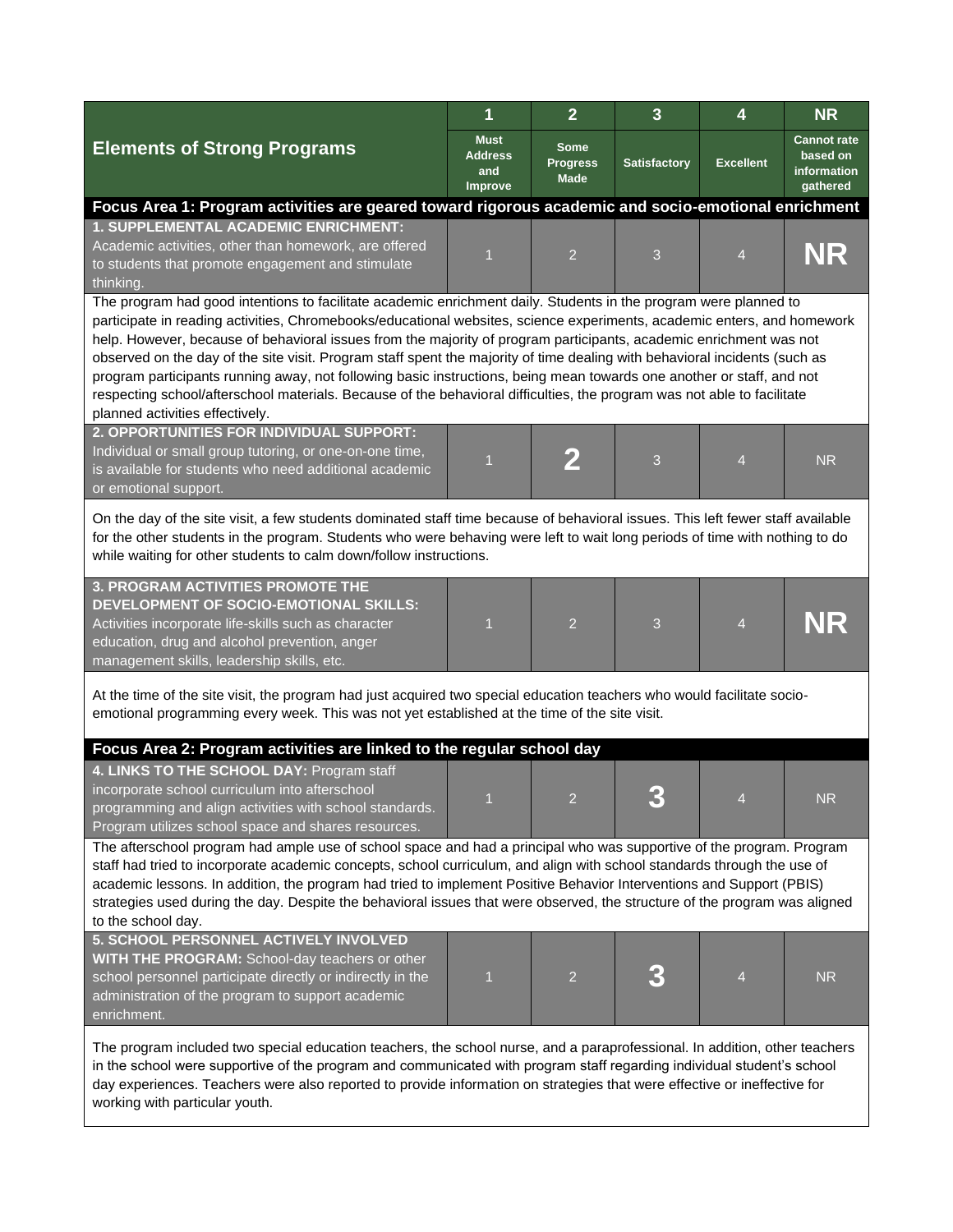| Elements of Strong Programs | 1<br>Must Address and Improve | 2<br>Some Progress Made | 3<br>Satisfactory | 4<br>Excellent | NR<br>Cannot rate based on information gathered |
|---|---|---|---|---|---|
| **Focus Area 1: Program activities are geared toward rigorous academic and socio-emotional enrichment** | | | | | |
| **1. SUPPLEMENTAL ACADEMIC ENRICHMENT:** Academic activities, other than homework, are offered to students that promote engagement and stimulate thinking. | 1 | 2 | 3 | 4 | **NR** |
| The program had good intentions to facilitate academic enrichment daily. Students in the program were planned to participate in reading activities, Chromebooks/educational websites, science experiments, academic enters, and homework help. However, because of behavioral issues from the majority of program participants, academic enrichment was not observed on the day of the site visit. Program staff spent the majority of time dealing with behavioral incidents (such as program participants running away, not following basic instructions, being mean towards one another or staff, and not respecting school/afterschool materials. Because of the behavioral difficulties, the program was not able to facilitate planned activities effectively. | | | | | |
| **2. OPPORTUNITIES FOR INDIVIDUAL SUPPORT:** Individual or small group tutoring, or one-on-one time, is available for students who need additional academic or emotional support. | 1 | **2** | 3 | 4 | NR |
| On the day of the site visit, a few students dominated staff time because of behavioral issues. This left fewer staff available for the other students in the program. Students who were behaving were left to wait long periods of time with nothing to do while waiting for other students to calm down/follow instructions. | | | | | |
| **3. PROGRAM ACTIVITIES PROMOTE THE DEVELOPMENT OF SOCIO-EMOTIONAL SKILLS:** Activities incorporate life-skills such as character education, drug and alcohol prevention, anger management skills, leadership skills, etc. | 1 | 2 | 3 | 4 | **NR** |
| At the time of the site visit, the program had just acquired two special education teachers who would facilitate socio-emotional programming every week. This was not yet established at the time of the site visit. | | | | | |
| **Focus Area 2: Program activities are linked to the regular school day** | | | | | |
| **4. LINKS TO THE SCHOOL DAY:** Program staff incorporate school curriculum into afterschool programming and align activities with school standards. Program utilizes school space and shares resources. | 1 | 2 | **3** | 4 | NR |
| The afterschool program had ample use of school space and had a principal who was supportive of the program. Program staff had tried to incorporate academic concepts, school curriculum, and align with school standards through the use of academic lessons. In addition, the program had tried to implement Positive Behavior Interventions and Support (PBIS) strategies used during the day. Despite the behavioral issues that were observed, the structure of the program was aligned to the school day. | | | | | |
| **5. SCHOOL PERSONNEL ACTIVELY INVOLVED WITH THE PROGRAM:** School-day teachers or other school personnel participate directly or indirectly in the administration of the program to support academic enrichment. | 1 | 2 | **3** | 4 | NR |
| The program included two special education teachers, the school nurse, and a paraprofessional. In addition, other teachers in the school were supportive of the program and communicated with program staff regarding individual student's school day experiences. Teachers were also reported to provide information on strategies that were effective or ineffective for working with particular youth. | | | | | |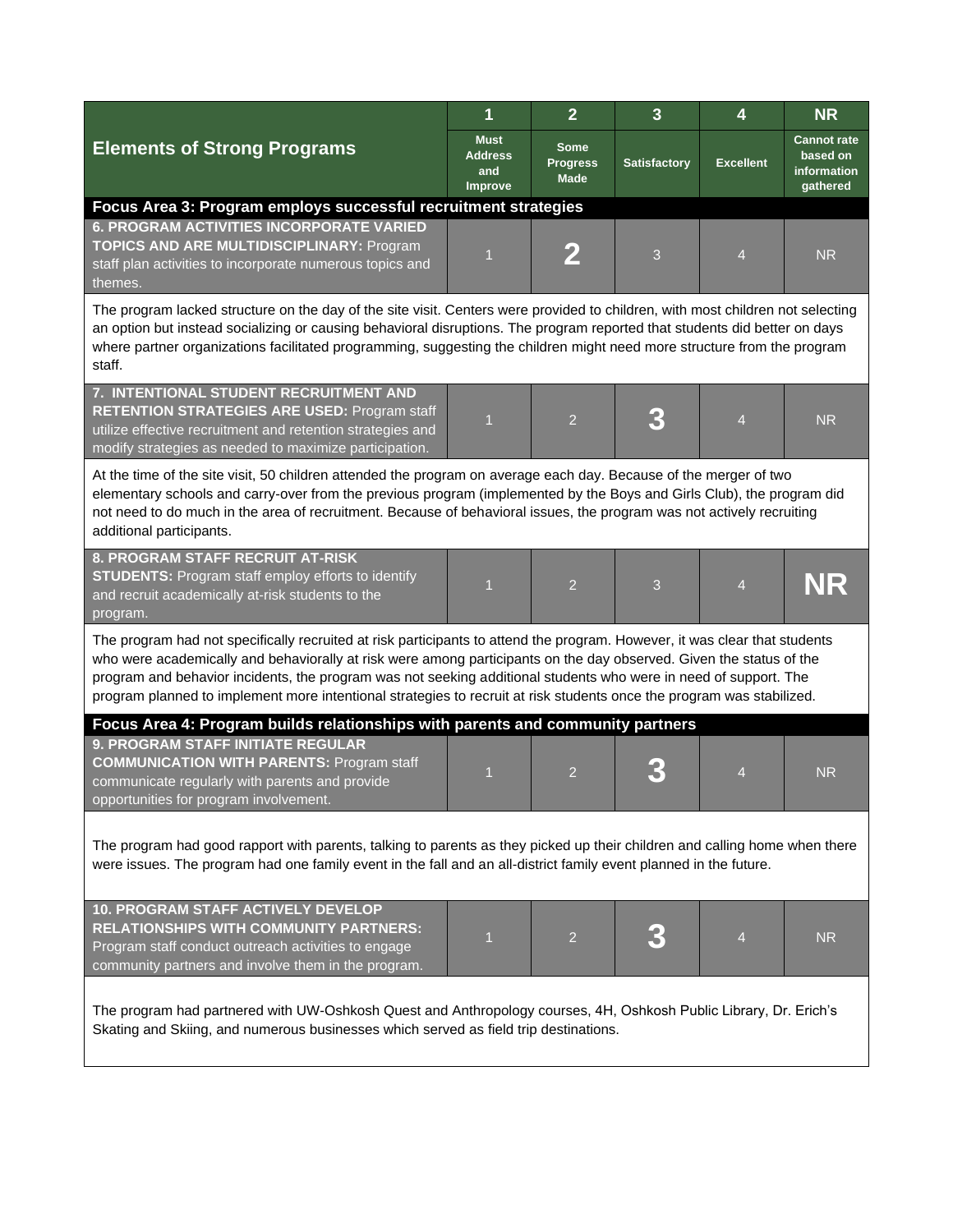| Elements of Strong Programs | 1 Must Address and Improve | 2 Some Progress Made | 3 Satisfactory | 4 Excellent | NR Cannot rate based on information gathered |
|---|---|---|---|---|---|
| **Focus Area 3: Program employs successful recruitment strategies** | | | | | |
| **6. PROGRAM ACTIVITIES INCORPORATE VARIED TOPICS AND ARE MULTIDISCIPLINARY:** Program staff plan activities to incorporate numerous topics and themes. | 1 | **2** | 3 | 4 | NR |
| The program lacked structure on the day of the site visit. Centers were provided to children, with most children not selecting an option but instead socializing or causing behavioral disruptions. The program reported that students did better on days where partner organizations facilitated programming, suggesting the children might need more structure from the program staff. | | | | | |
| **7. INTENTIONAL STUDENT RECRUITMENT AND RETENTION STRATEGIES ARE USED:** Program staff utilize effective recruitment and retention strategies and modify strategies as needed to maximize participation. | 1 | 2 | **3** | 4 | NR |
| At the time of the site visit, 50 children attended the program on average each day. Because of the merger of two elementary schools and carry-over from the previous program (implemented by the Boys and Girls Club), the program did not need to do much in the area of recruitment. Because of behavioral issues, the program was not actively recruiting additional participants. | | | | | |
| **8. PROGRAM STAFF RECRUIT AT-RISK STUDENTS:** Program staff employ efforts to identify and recruit academically at-risk students to the program. | 1 | 2 | 3 | 4 | **NR** |
| The program had not specifically recruited at risk participants to attend the program. However, it was clear that students who were academically and behaviorally at risk were among participants on the day observed. Given the status of the program and behavior incidents, the program was not seeking additional students who were in need of support. The program planned to implement more intentional strategies to recruit at risk students once the program was stabilized. | | | | | |
| **Focus Area 4: Program builds relationships with parents and community partners** | | | | | |
| **9. PROGRAM STAFF INITIATE REGULAR COMMUNICATION WITH PARENTS:** Program staff communicate regularly with parents and provide opportunities for program involvement. | 1 | 2 | **3** | 4 | NR |
| The program had good rapport with parents, talking to parents as they picked up their children and calling home when there were issues. The program had one family event in the fall and an all-district family event planned in the future. | | | | | |
| **10. PROGRAM STAFF ACTIVELY DEVELOP RELATIONSHIPS WITH COMMUNITY PARTNERS:** Program staff conduct outreach activities to engage community partners and involve them in the program. | 1 | 2 | **3** | 4 | NR |
| The program had partnered with UW-Oshkosh Quest and Anthropology courses, 4H, Oshkosh Public Library, Dr. Erich's Skating and Skiing, and numerous businesses which served as field trip destinations. | | | | | |